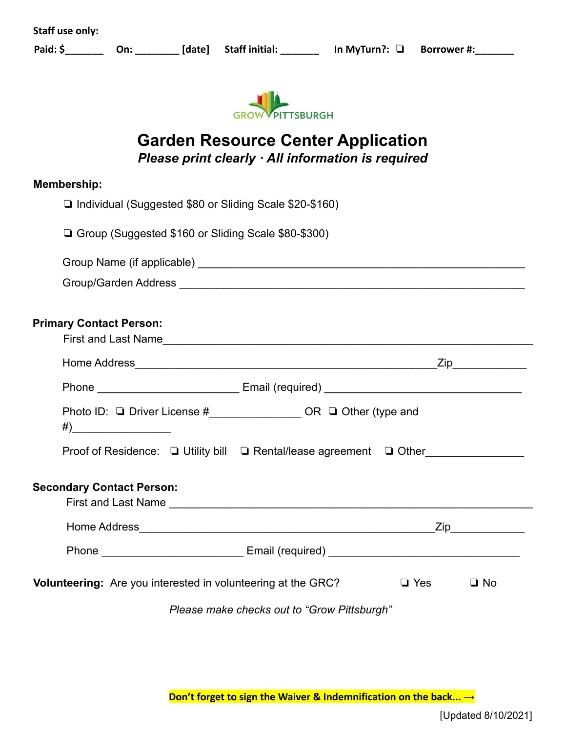**Staff use only:**

**Paid: $_______ On: ________ [date] Staff initial: _______ In MyTurn?: ❑ Borrower #:_______**

GROW PITTSBURGH

# Garden Resource Center Application

***Please print clearly · All information is required***

**Membership:**

❑ Individual (Suggested $80 or Sliding Scale $20-$160)

❑ Group (Suggested $160 or Sliding Scale $80-$300)

Group Name (if applicable) ________________________________________________

Group/Garden Address ___________________________________________________

**Primary Contact Person:**

First and Last Name_______________________________________________________

Home Address___________________________________________Zip____________

Phone ______________________ Email (required) _________________________________

Photo ID: ❑ Driver License #_______________ OR ❑ Other (type and #)________________

Proof of Residence: ❑ Utility bill ❑ Rental/lease agreement ❑ Other________________

**Secondary Contact Person:**

First and Last Name _______________________________________________________

Home Address___________________________________________Zip____________

Phone ______________________ Email (required) _________________________________

**Volunteering:** Are you interested in volunteering at the GRC? ❑ Yes ❑ No

*Please make checks out to "Grow Pittsburgh"*

**Don't forget to sign the Waiver & Indemnification on the back... →**

[Updated 8/10/2021]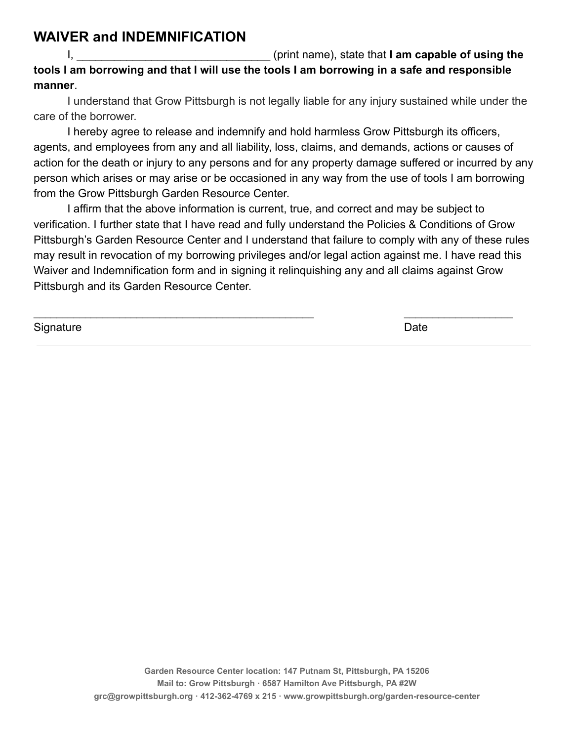## WAVER and INDEMNIFICATION

I, _______________________________ (print name), state that **I am capable of using the tools I am borrowing and that I will use the tools I am borrowing in a safe and responsible manner**.

I understand that Grow Pittsburgh is not legally liable for any injury sustained while under the care of the borrower.

I hereby agree to release and indemnify and hold harmless Grow Pittsburgh its officers, agents, and employees from any and all liability, loss, claims, and demands, actions or causes of action for the death or injury to any persons and for any property damage suffered or incurred by any person which arises or may arise or be occasioned in any way from the use of tools I am borrowing from the Grow Pittsburgh Garden Resource Center.

I affirm that the above information is current, true, and correct and may be subject to verification. I further state that I have read and fully understand the Policies & Conditions of Grow Pittsburgh's Garden Resource Center and I understand that failure to comply with any of these rules may result in revocation of my borrowing privileges and/or legal action against me. I have read this Waiver and Indemnification form and in signing it relinquishing any and all claims against Grow Pittsburgh and its Garden Resource Center.

_______________________________________________ __________________

Signature Date

---

**Garden Resource Center location: 147 Putnam St, Pittsburgh, PA 15206**

**Mail to: Grow Pittsburgh · 6587 Hamilton Ave Pittsburgh, PA #2W**

**grc@growpittsburgh.org · 412-362-4769 x 215 · www.growpittsburgh.org/garden-resource-center**

## WAIVER and INDEMNIFICATION

I, _______________________________ (print name), state that **I am capable of using the tools I am borrowing and that I will use the tools I am borrowing in a safe and responsible manner**.

I understand that Grow Pittsburgh is not legally liable for any injury sustained while under the care of the borrower.

I hereby agree to release and indemnify and hold harmless Grow Pittsburgh its officers, agents, and employees from any and all liability, loss, claims, and demands, actions or causes of action for the death or injury to any persons and for any property damage suffered or incurred by any person which arises or may arise or be occasioned in any way from the use of tools I am borrowing from the Grow Pittsburgh Garden Resource Center.

I affirm that the above information is current, true, and correct and may be subject to verification. I further state that I have read and fully understand the Policies & Conditions of Grow Pittsburgh's Garden Resource Center and I understand that failure to comply with any of these rules may result in revocation of my borrowing privileges and/or legal action against me. I have read this Waiver and Indemnification form and in signing it relinquishing any and all claims against Grow Pittsburgh and its Garden Resource Center.

_______________________________________________ __________________

Signature Date

---

**Garden Resource Center location: 147 Putnam St, Pittsburgh, PA 15206**

**Mail to: Grow Pittsburgh · 6587 Hamilton Ave Pittsburgh, PA #2W**

**grc@growpittsburgh.org · 412-362-4769 x 215 · www.growpittsburgh.org/garden-resource-center**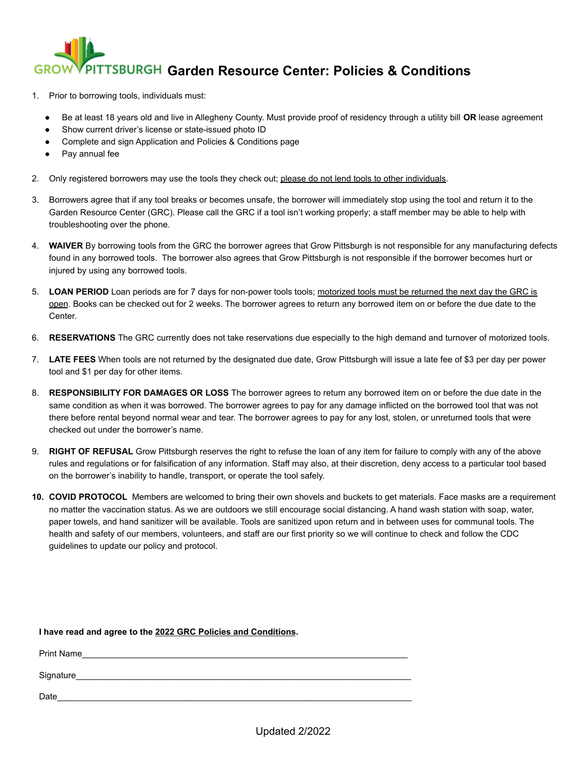# GROW PITTSBURGH Garden Resource Center: Policies & Conditions

1. Prior to borrowing tools, individuals must:
   - Be at least 18 years old and live in Allegheny County. Must provide proof of residency through a utility bill **OR** lease agreement
   - Show current driver's license or state-issued photo ID
   - Complete and sign Application and Policies & Conditions page
   - Pay annual fee
2. Only registered borrowers may use the tools they check out; <u>please do not lend tools to other individuals</u>.
3. Borrowers agree that if any tool breaks or becomes unsafe, the borrower will immediately stop using the tool and return it to the Garden Resource Center (GRC). Please call the GRC if a tool isn't working properly; a staff member may be able to help with troubleshooting over the phone.
4. **WAIVER** By borrowing tools from the GRC the borrower agrees that Grow Pittsburgh is not responsible for any manufacturing defects found in any borrowed tools. The borrower also agrees that Grow Pittsburgh is not responsible if the borrower becomes hurt or injured by using any borrowed tools.
5. **LOAN PERIOD** Loan periods are for 7 days for non-power tools tools; <u>motorized tools must be returned the next day the GRC is open</u>. Books can be checked out for 2 weeks. The borrower agrees to return any borrowed item on or before the due date to the Center.
6. **RESERVATIONS** The GRC currently does not take reservations due especially to the high demand and turnover of motorized tools.
7. **LATE FEES** When tools are not returned by the designated due date, Grow Pittsburgh will issue a late fee of $3 per day per power tool and $1 per day for other items.
8. **RESPONSIBILITY FOR DAMAGES OR LOSS** The borrower agrees to return any borrowed item on or before the due date in the same condition as when it was borrowed. The borrower agrees to pay for any damage inflicted on the borrowed tool that was not there before rental beyond normal wear and tear. The borrower agrees to pay for any lost, stolen, or unreturned tools that were checked out under the borrower's name.
9. **RIGHT OF REFUSAL** Grow Pittsburgh reserves the right to refuse the loan of any item for failure to comply with any of the above rules and regulations or for falsification of any information. Staff may also, at their discretion, deny access to a particular tool based on the borrower's inability to handle, transport, or operate the tool safely.
10. **COVID PROTOCOL** Members are welcomed to bring their own shovels and buckets to get materials. Face masks are a requirement no matter the vaccination status. As we are outdoors we still encourage social distancing. A hand wash station with soap, water, paper towels, and hand sanitizer will be available. Tools are sanitized upon return and in between uses for communal tools. The health and safety of our members, volunteers, and staff are our first priority so we will continue to check and follow the CDC guidelines to update our policy and protocol.

**I have read and agree to the <u>2022 GRC Policies and Conditions</u>.**

Print Name_______________________________________________________________

Signature_________________________________________________________________

Date_____________________________________________________________________

Updated 2/2022